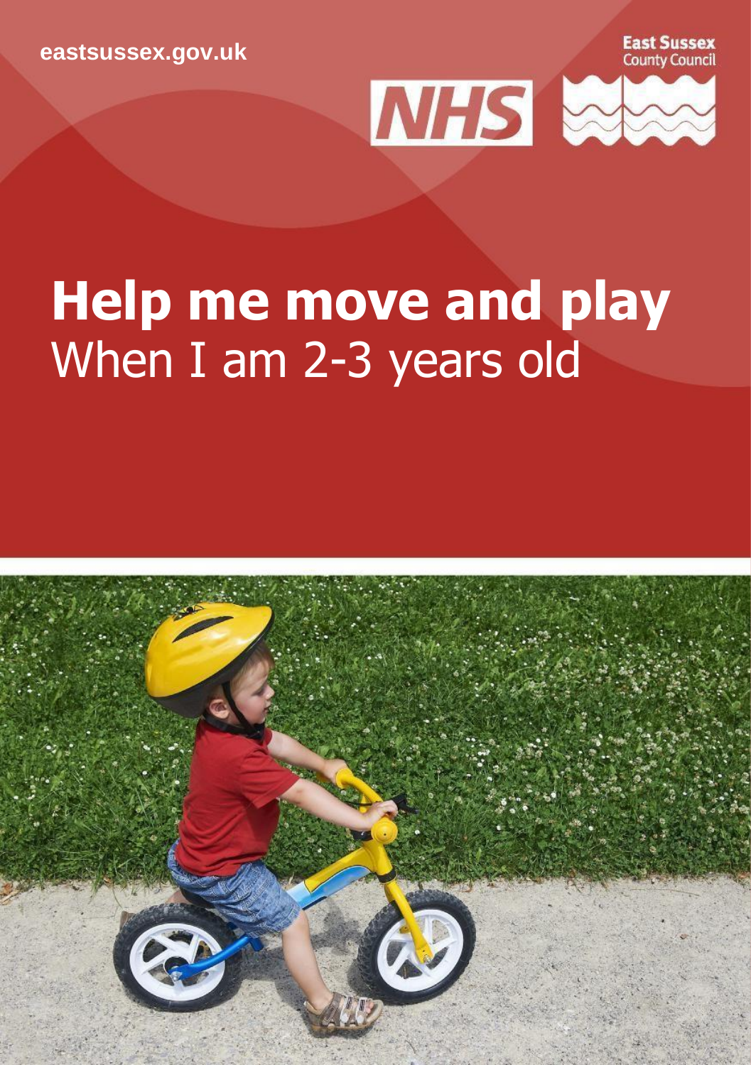eastsussex.gov.uk

East Sussex County Council

NHS

# Help me move and play

When I am 2-3 years old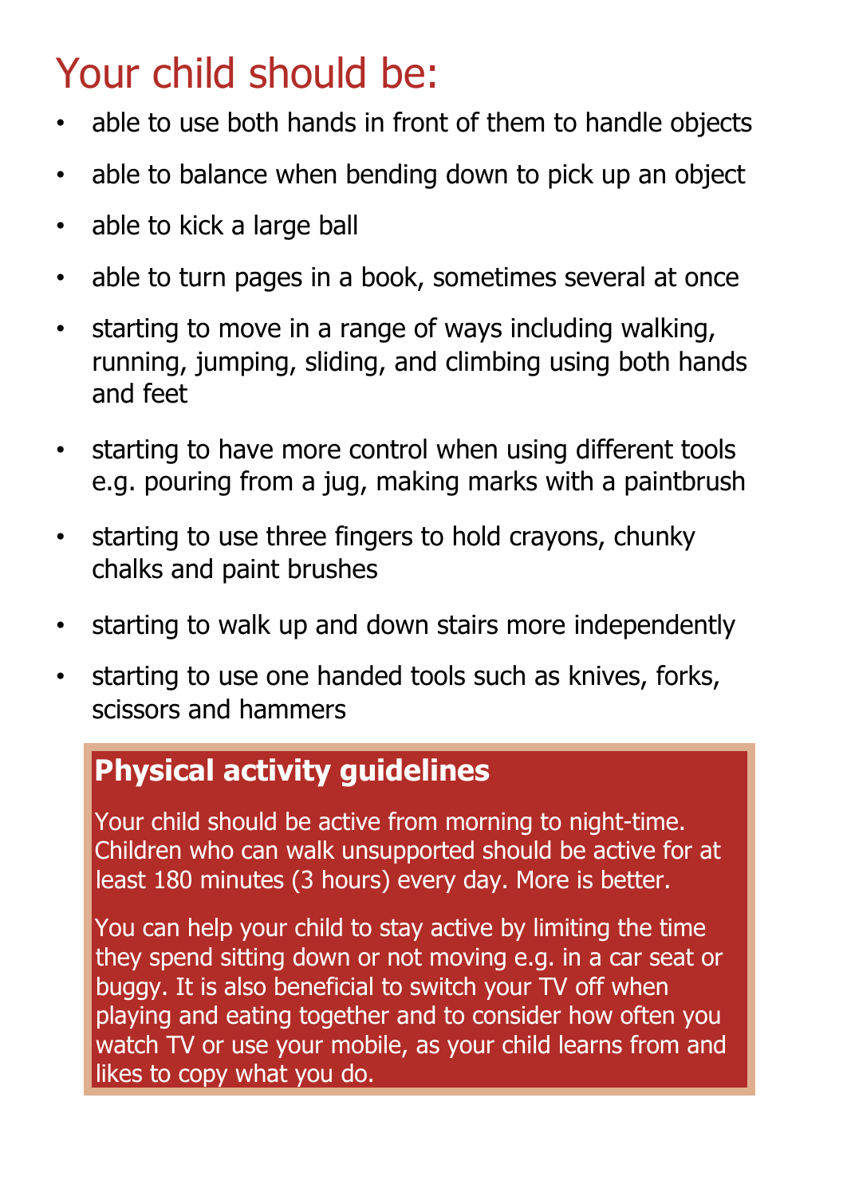# Your child should be:

- able to use both hands in front of them to handle objects
- able to balance when bending down to pick up an object
- able to kick a large ball
- able to turn pages in a book, sometimes several at once
- starting to move in a range of ways including walking, running, jumping, sliding, and climbing using both hands and feet
- starting to have more control when using different tools e.g. pouring from a jug, making marks with a paintbrush
- starting to use three fingers to hold crayons, chunky chalks and paint brushes
- starting to walk up and down stairs more independently
- starting to use one handed tools such as knives, forks, scissors and hammers

## Physical activity guidelines

Your child should be active from morning to night-time. Children who can walk unsupported should be active for at least 180 minutes (3 hours) every day. More is better.

You can help your child to stay active by limiting the time they spend sitting down or not moving e.g. in a car seat or buggy. It is also beneficial to switch your TV off when playing and eating together and to consider how often you watch TV or use your mobile, as your child learns from and likes to copy what you do.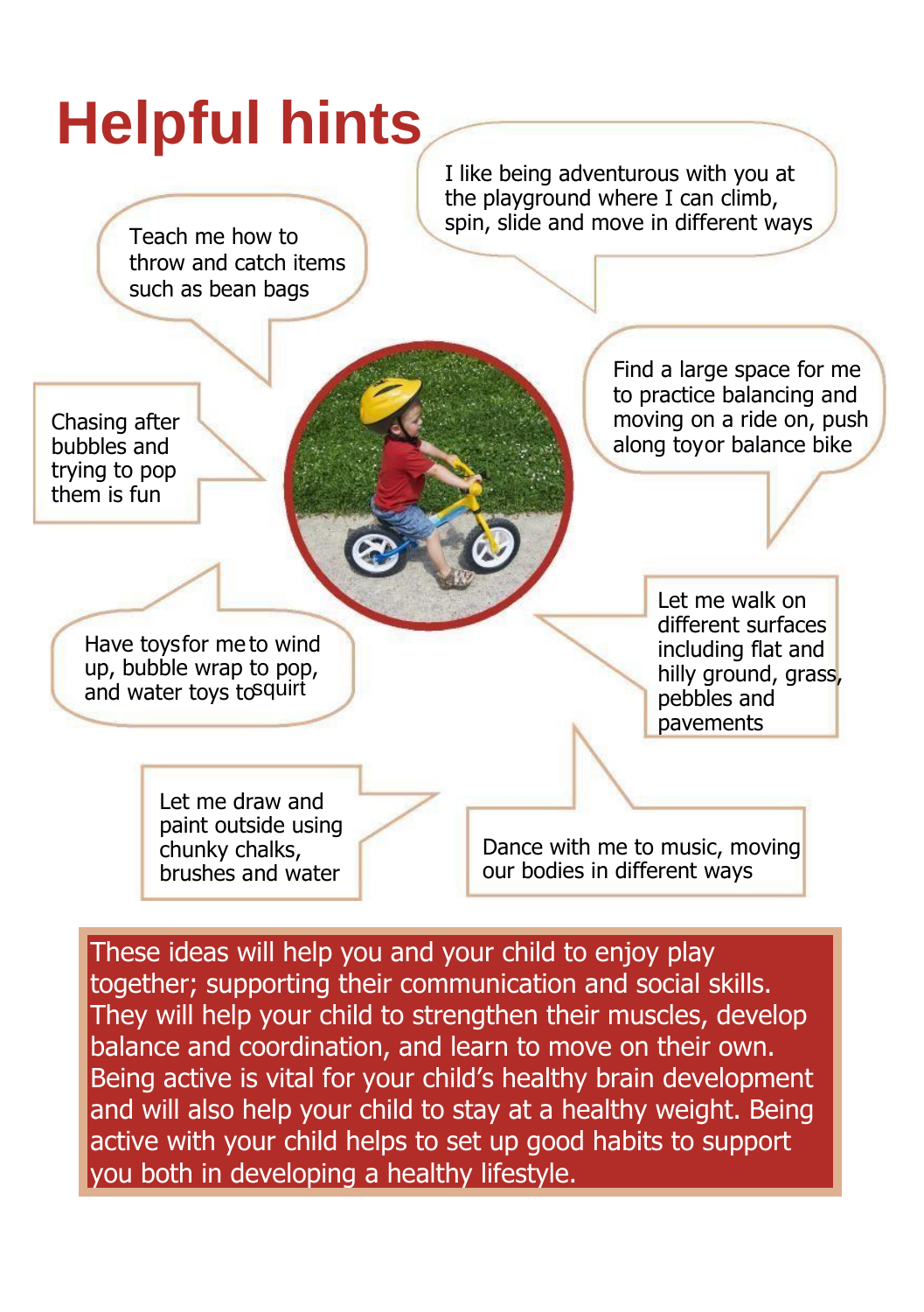# Helpful hints

I like being adventurous with you at the playground where I can climb, spin, slide and move in different ways

Teach me how to throw and catch items such as bean bags

Find a large space for me to practice balancing and moving on a ride on, push along toyor balance bike

Chasing after bubbles and trying to pop them is fun

Let me walk on different surfaces including flat and hilly ground, grass, pebbles and pavements

Have toys for me to wind up, bubble wrap to pop, and water toys to squirt

Let me draw and paint outside using chunky chalks, brushes and water

Dance with me to music, moving our bodies in different ways

These ideas will help you and your child to enjoy play together; supporting their communication and social skills. They will help your child to strengthen their muscles, develop balance and coordination, and learn to move on their own. Being active is vital for your child's healthy brain development and will also help your child to stay at a healthy weight. Being active with your child helps to set up good habits to support you both in developing a healthy lifestyle.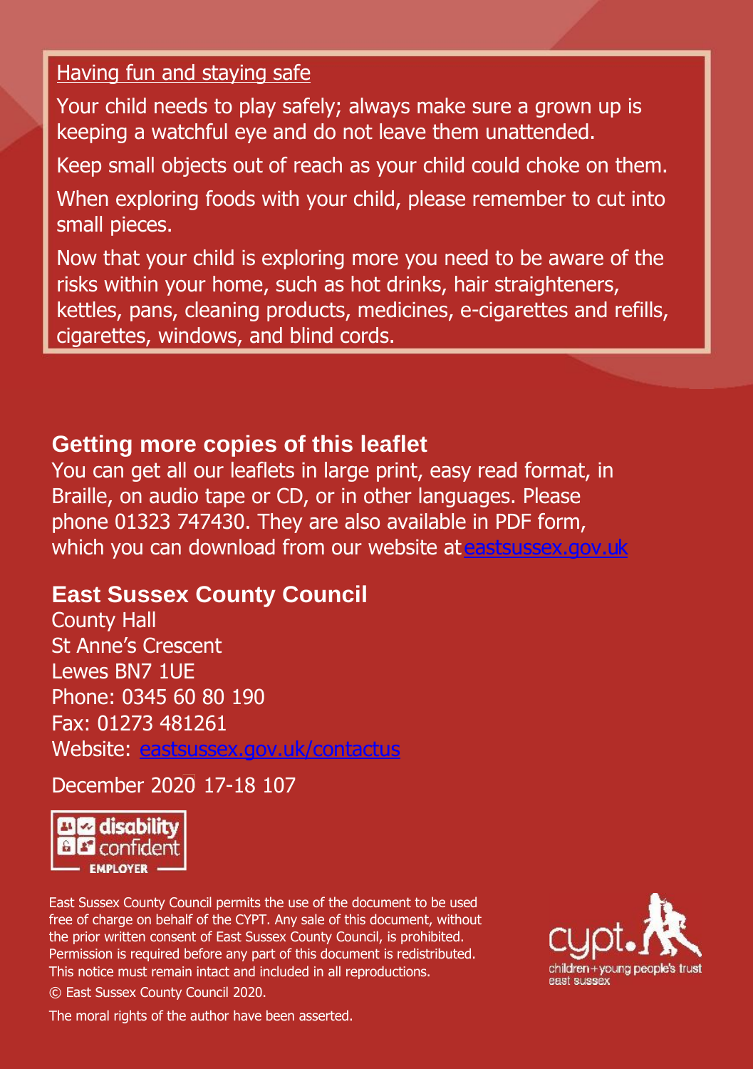Having fun and staying safe

Your child needs to play safely; always make sure a grown up is keeping a watchful eye and do not leave them unattended.

Keep small objects out of reach as your child could choke on them.

When exploring foods with your child, please remember to cut into small pieces.

Now that your child is exploring more you need to be aware of the risks within your home, such as hot drinks, hair straighteners, kettles, pans, cleaning products, medicines, e-cigarettes and refills, cigarettes, windows, and blind cords.

## Getting more copies of this leaflet

You can get all our leaflets in large print, easy read format, in Braille, on audio tape or CD, or in other languages. Please phone 01323 747430. They are also available in PDF form, which you can download from our website at eastsussex.gov.uk

## East Sussex County Council

County Hall
St Anne's Crescent
Lewes BN7 1UE
Phone: 0345 60 80 190
Fax: 01273 481261
Website: eastsussex.gov.uk/contactus

December 2020 17-18 107

disability confident EMPLOYER

East Sussex County Council permits the use of the document to be used free of charge on behalf of the CYPT. Any sale of this document, without the prior written consent of East Sussex County Council, is prohibited. Permission is required before any part of this document is redistributed. This notice must remain intact and included in all reproductions.

© East Sussex County Council 2020.

The moral rights of the author have been asserted.

cypt. children + young people's trust east sussex